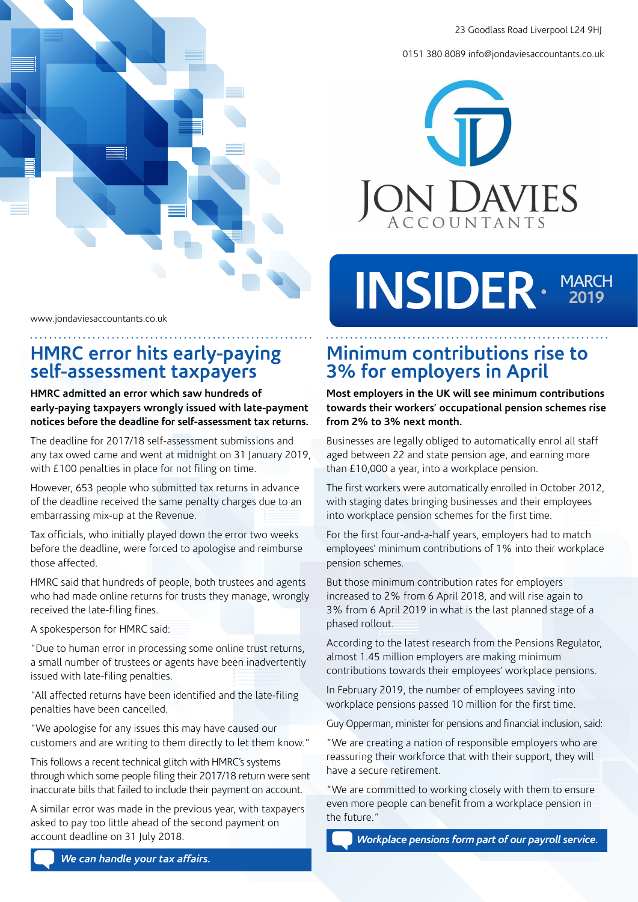23 Goodlass Road Liverpool L24 9HJ

0151 380 8089 info@jondaviesaccountants.co.uk

JON DAVIES ACCOUNTANTS

# INSIDER · MARCH 2019

www.jondaviesaccountants.co.uk

## HMRC error hits early-paying self-assessment taxpayers

**HMRC admitted an error which saw hundreds of early-paying taxpayers wrongly issued with late-payment notices before the deadline for self-assessment tax returns.**

The deadline for 2017/18 self-assessment submissions and any tax owed came and went at midnight on 31 January 2019, with £100 penalties in place for not filing on time.

However, 653 people who submitted tax returns in advance of the deadline received the same penalty charges due to an embarrassing mix-up at the Revenue.

Tax officials, who initially played down the error two weeks before the deadline, were forced to apologise and reimburse those affected.

HMRC said that hundreds of people, both trustees and agents who had made online returns for trusts they manage, wrongly received the late-filing fines.

A spokesperson for HMRC said:

"Due to human error in processing some online trust returns, a small number of trustees or agents have been inadvertently issued with late-filing penalties.

"All affected returns have been identified and the late-filing penalties have been cancelled.

"We apologise for any issues this may have caused our customers and are writing to them directly to let them know."

This follows a recent technical glitch with HMRC's systems through which some people filing their 2017/18 return were sent inaccurate bills that failed to include their payment on account.

A similar error was made in the previous year, with taxpayers asked to pay too little ahead of the second payment on account deadline on 31 July 2018.

***We can handle your tax affairs.***

## Minimum contributions rise to 3% for employers in April

**Most employers in the UK will see minimum contributions towards their workers' occupational pension schemes rise from 2% to 3% next month.**

Businesses are legally obliged to automatically enrol all staff aged between 22 and state pension age, and earning more than £10,000 a year, into a workplace pension.

The first workers were automatically enrolled in October 2012, with staging dates bringing businesses and their employees into workplace pension schemes for the first time.

For the first four-and-a-half years, employers had to match employees' minimum contributions of 1% into their workplace pension schemes.

But those minimum contribution rates for employers increased to 2% from 6 April 2018, and will rise again to 3% from 6 April 2019 in what is the last planned stage of a phased rollout.

According to the latest research from the Pensions Regulator, almost 1.45 million employers are making minimum contributions towards their employees' workplace pensions.

In February 2019, the number of employees saving into workplace pensions passed 10 million for the first time.

Guy Opperman, minister for pensions and financial inclusion, said:

"We are creating a nation of responsible employers who are reassuring their workforce that with their support, they will have a secure retirement.

"We are committed to working closely with them to ensure even more people can benefit from a workplace pension in the future."

***Workplace pensions form part of our payroll service.***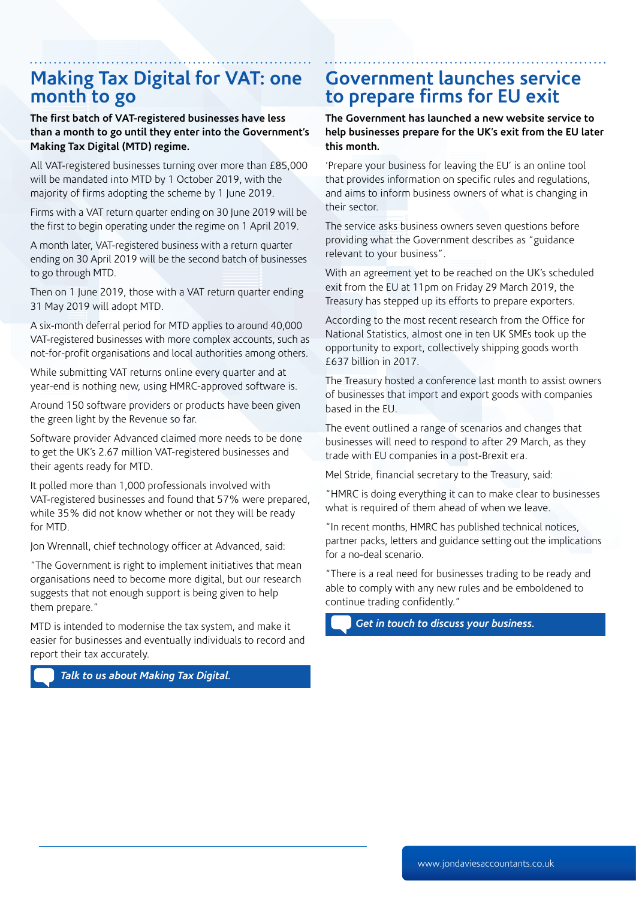## Making Tax Digital for VAT: one month to go

**The first batch of VAT-registered businesses have less than a month to go until they enter into the Government's Making Tax Digital (MTD) regime.**

All VAT-registered businesses turning over more than £85,000 will be mandated into MTD by 1 October 2019, with the majority of firms adopting the scheme by 1 June 2019.

Firms with a VAT return quarter ending on 30 June 2019 will be the first to begin operating under the regime on 1 April 2019.

A month later, VAT-registered business with a return quarter ending on 30 April 2019 will be the second batch of businesses to go through MTD.

Then on 1 June 2019, those with a VAT return quarter ending 31 May 2019 will adopt MTD.

A six-month deferral period for MTD applies to around 40,000 VAT-registered businesses with more complex accounts, such as not-for-profit organisations and local authorities among others.

While submitting VAT returns online every quarter and at year-end is nothing new, using HMRC-approved software is.

Around 150 software providers or products have been given the green light by the Revenue so far.

Software provider Advanced claimed more needs to be done to get the UK's 2.67 million VAT-registered businesses and their agents ready for MTD.

It polled more than 1,000 professionals involved with VAT-registered businesses and found that 57% were prepared, while 35% did not know whether or not they will be ready for MTD.

Jon Wrennall, chief technology officer at Advanced, said:

"The Government is right to implement initiatives that mean organisations need to become more digital, but our research suggests that not enough support is being given to help them prepare."

MTD is intended to modernise the tax system, and make it easier for businesses and eventually individuals to record and report their tax accurately.

***Talk to us about Making Tax Digital.***

## Government launches service to prepare firms for EU exit

**The Government has launched a new website service to help businesses prepare for the UK's exit from the EU later this month.**

'Prepare your business for leaving the EU' is an online tool that provides information on specific rules and regulations, and aims to inform business owners of what is changing in their sector.

The service asks business owners seven questions before providing what the Government describes as "guidance relevant to your business".

With an agreement yet to be reached on the UK's scheduled exit from the EU at 11pm on Friday 29 March 2019, the Treasury has stepped up its efforts to prepare exporters.

According to the most recent research from the Office for National Statistics, almost one in ten UK SMEs took up the opportunity to export, collectively shipping goods worth £637 billion in 2017.

The Treasury hosted a conference last month to assist owners of businesses that import and export goods with companies based in the EU.

The event outlined a range of scenarios and changes that businesses will need to respond to after 29 March, as they trade with EU companies in a post-Brexit era.

Mel Stride, financial secretary to the Treasury, said:

"HMRC is doing everything it can to make clear to businesses what is required of them ahead of when we leave.

"In recent months, HMRC has published technical notices, partner packs, letters and guidance setting out the implications for a no-deal scenario.

"There is a real need for businesses trading to be ready and able to comply with any new rules and be emboldened to continue trading confidently."

***Get in touch to discuss your business.***